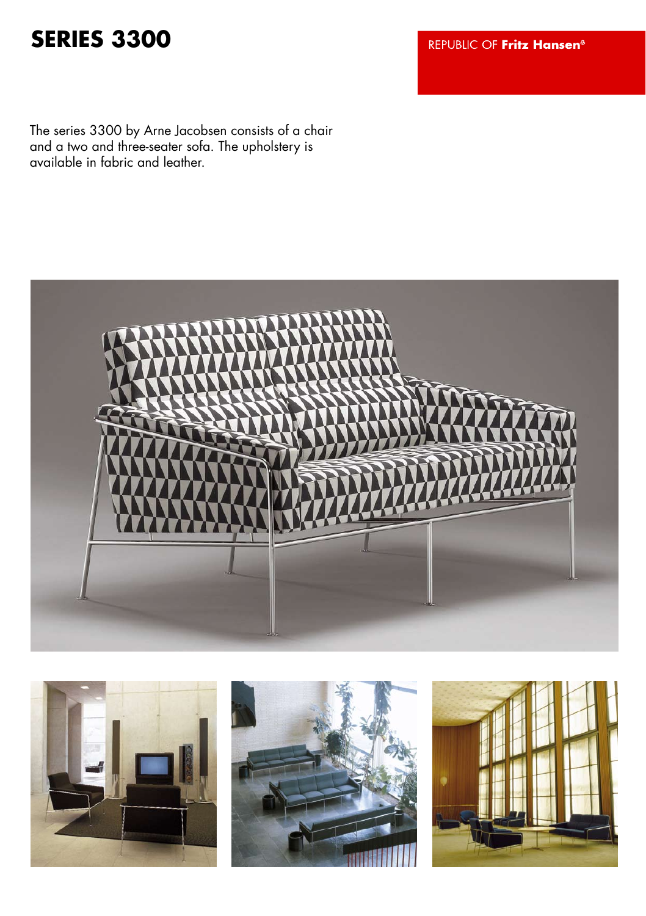# SERIES 3300

REPUBLIC OF **Fritz Hansen®**

The series 3300 by Arne Jacobsen consists of a chair and a two and three-seater sofa. The upholstery is available in fabric and leather.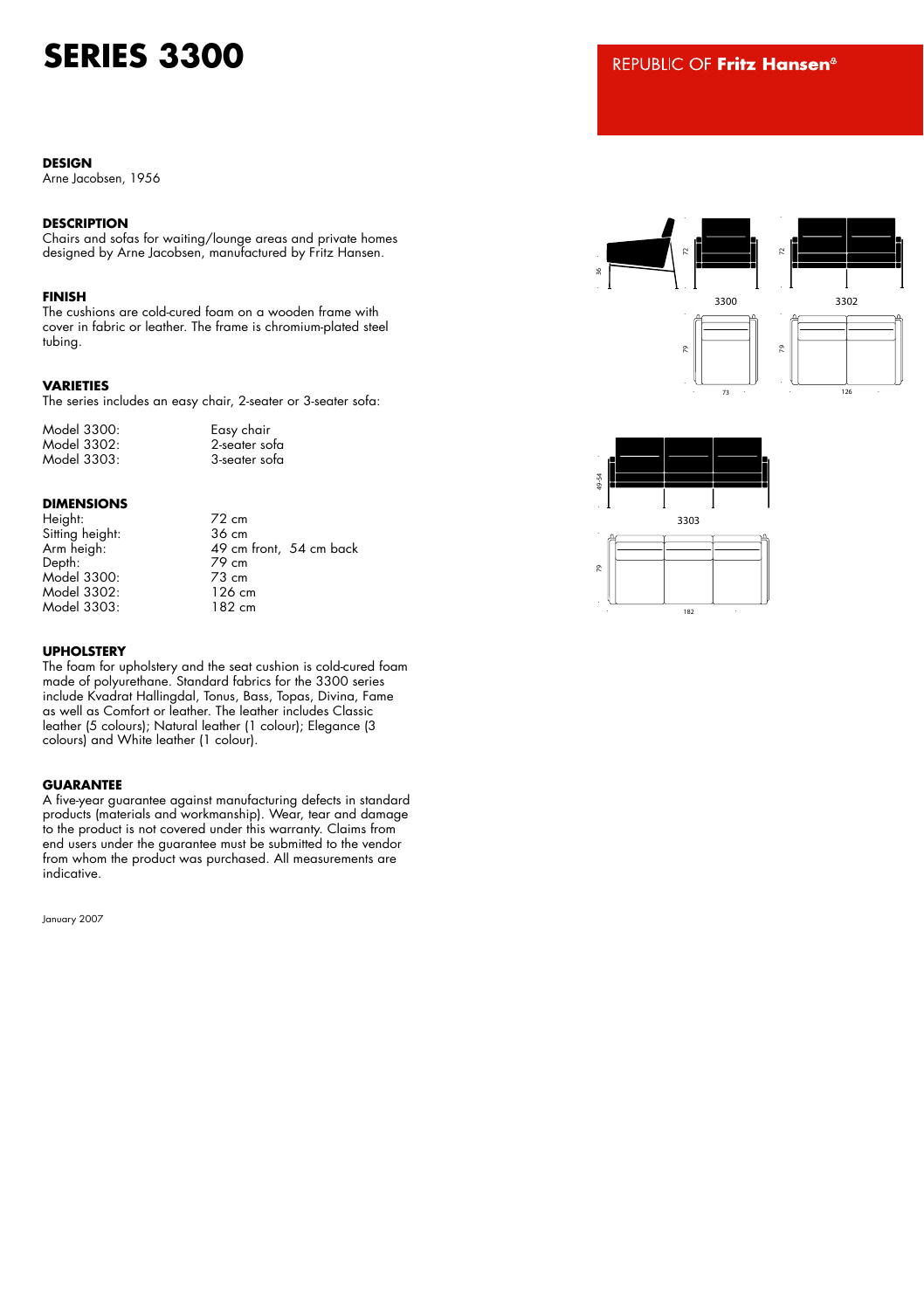# SERIES 3300

REPUBLIC OF **Fritz Hansen**®

### DESIGN

Arne Jacobsen, 1956

### DESCRIPTION

Chairs and sofas for waiting/lounge areas and private homes designed by Arne Jacobsen, manufactured by Fritz Hansen.

### FINISH

The cushions are cold-cured foam on a wooden frame with cover in fabric or leather. The frame is chromium-plated steel tubing.

### VARIETIES

The series includes an easy chair, 2-seater or 3-seater sofa:

| | |
|---|---|
| Model 3300: | Easy chair |
| Model 3302: | 2-seater sofa |
| Model 3303: | 3-seater sofa |

### DIMENSIONS

| | |
|---|---|
| Height: | 72 cm |
| Sitting height: | 36 cm |
| Arm heigh: | 49 cm front, 54 cm back |
| Depth: | 79 cm |
| Model 3300: | 73 cm |
| Model 3302: | 126 cm |
| Model 3303: | 182 cm |

### UPHOLSTERY

The foam for upholstery and the seat cushion is cold-cured foam made of polyurethane. Standard fabrics for the 3300 series include Kvadrat Hallingdal, Tonus, Bass, Topas, Divina, Fame as well as Comfort or leather. The leather includes Classic leather (5 colours); Natural leather (1 colour); Elegance (3 colours) and White leather (1 colour).

### GUARANTEE

A five-year guarantee against manufacturing defects in standard products (materials and workmanship). Wear, tear and damage to the product is not covered under this warranty. Claims from end users under the guarantee must be submitted to the vendor from whom the product was purchased. All measurements are indicative.

January 2007

36
72
3300
79
73

72
3302
79
126

49-54
3303
79
182